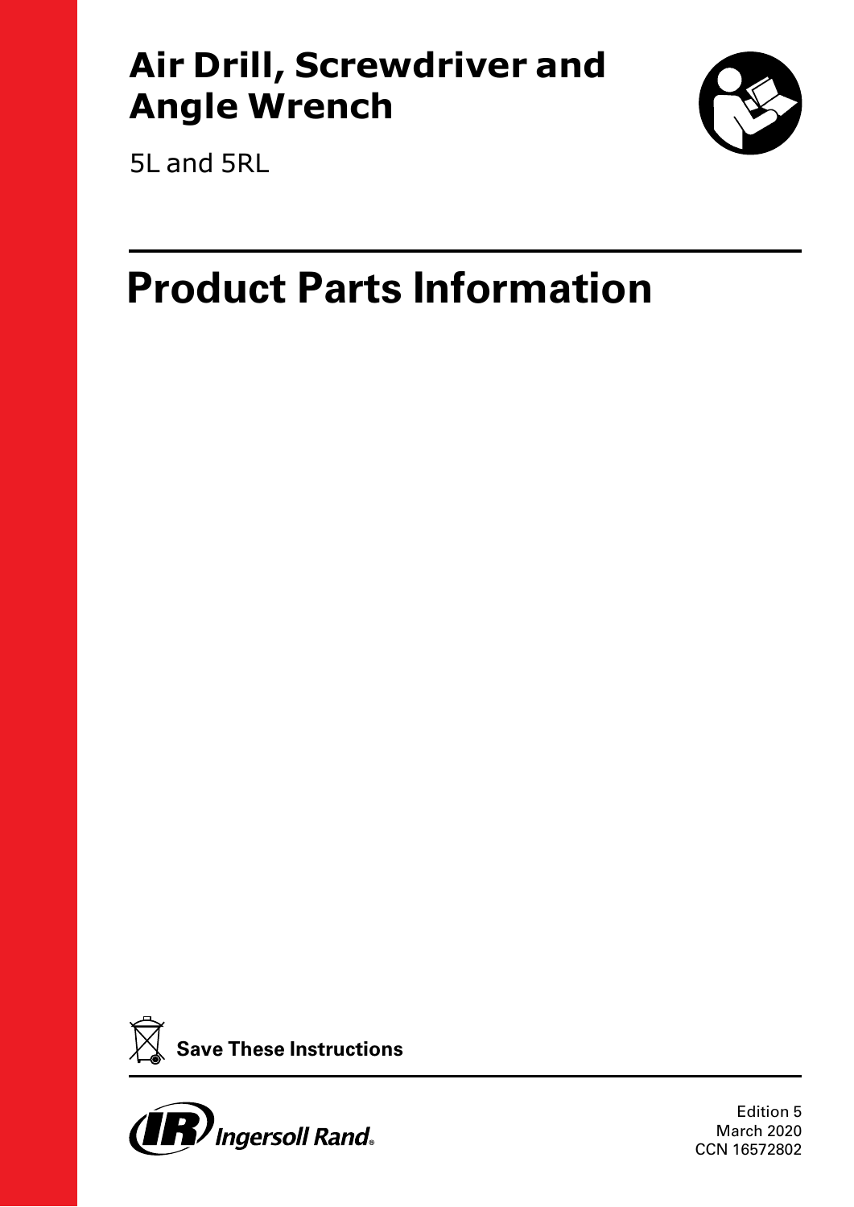# Air Drill, Screwdriver and Angle Wrench

5L and 5RL

# Product Parts Information

**Save These Instructions**

Ingersoll Rand

Edition 5
March 2020
CCN 16572802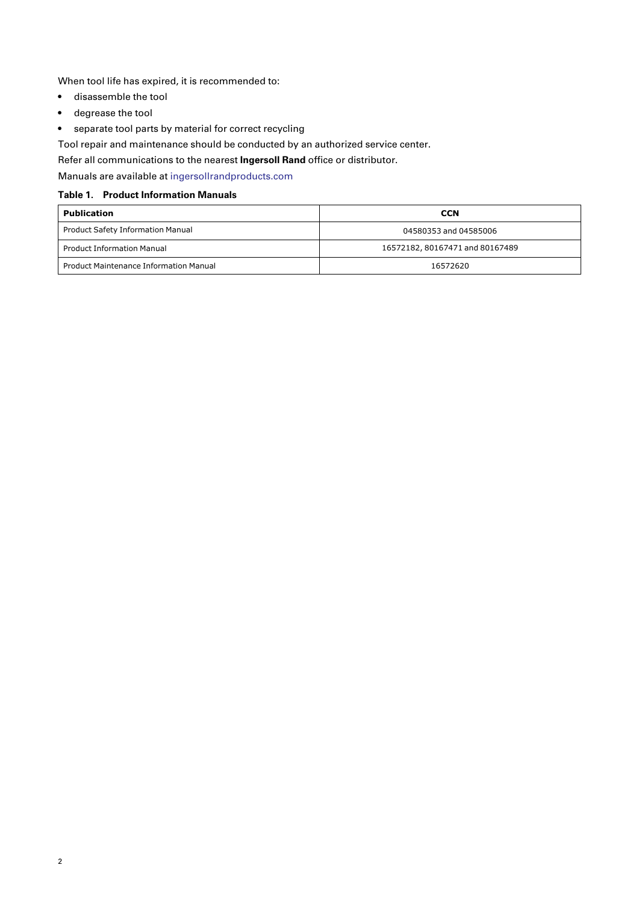When tool life has expired, it is recommended to:

- disassemble the tool
- degrease the tool
- separate tool parts by material for correct recycling

Tool repair and maintenance should be conducted by an authorized service center.

Refer all communications to the nearest **Ingersoll Rand** office or distributor.

Manuals are available at ingersollrandproducts.com

**Table 1. Product Information Manuals**

| Publication | CCN |
| --- | --- |
| Product Safety Information Manual | 04580353 and 04585006 |
| Product Information Manual | 16572182, 80167471 and 80167489 |
| Product Maintenance Information Manual | 16572620 |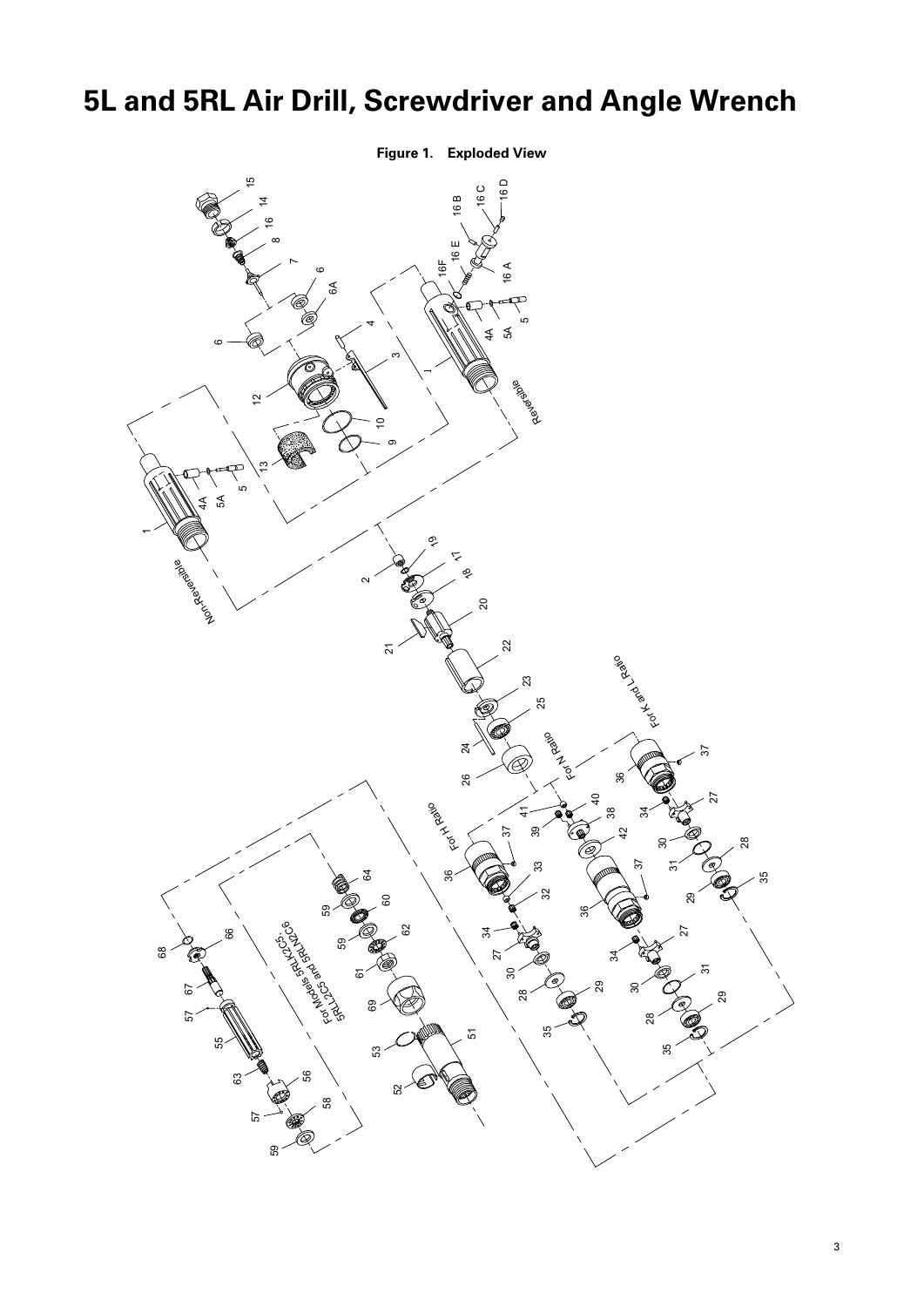# 5L and 5RL Air Drill, Screwdriver and Angle Wrench

**Figure 1. Exploded View**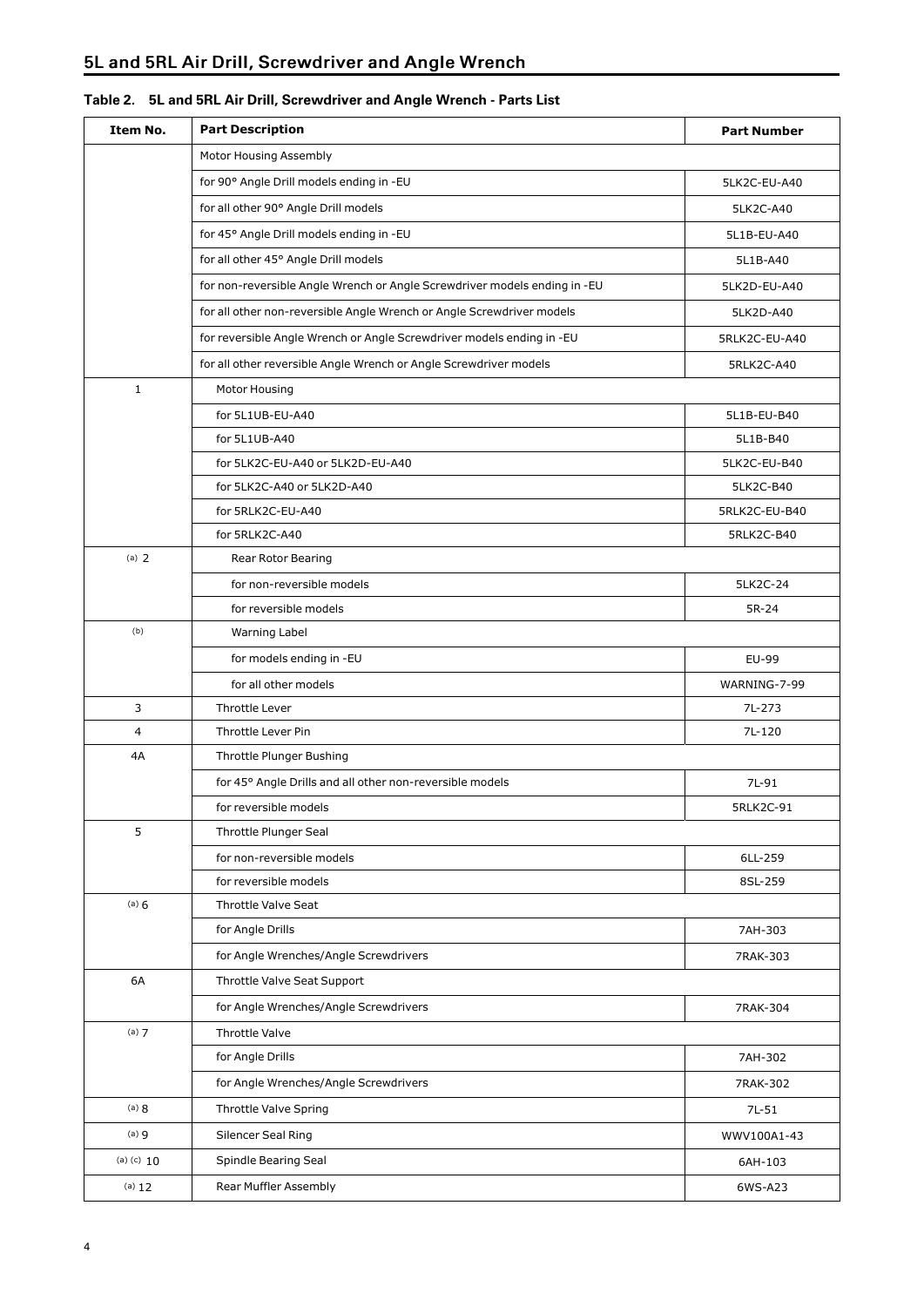## 5L and 5RL Air Drill, Screwdriver and Angle Wrench

**Table 2. 5L and 5RL Air Drill, Screwdriver and Angle Wrench - Parts List**

| Item No. | Part Description | Part Number |
|---|---|---|
| | Motor Housing Assembly | |
| | for 90° Angle Drill models ending in -EU | 5LK2C-EU-A40 |
| | for all other 90° Angle Drill models | 5LK2C-A40 |
| | for 45° Angle Drill models ending in -EU | 5L1B-EU-A40 |
| | for all other 45° Angle Drill models | 5L1B-A40 |
| | for non-reversible Angle Wrench or Angle Screwdriver models ending in -EU | 5LK2D-EU-A40 |
| | for all other non-reversible Angle Wrench or Angle Screwdriver models | 5LK2D-A40 |
| | for reversible Angle Wrench or Angle Screwdriver models ending in -EU | 5RLK2C-EU-A40 |
| | for all other reversible Angle Wrench or Angle Screwdriver models | 5RLK2C-A40 |
| 1 | Motor Housing | |
| | for 5L1UB-EU-A40 | 5L1B-EU-B40 |
| | for 5L1UB-A40 | 5L1B-B40 |
| | for 5LK2C-EU-A40 or 5LK2D-EU-A40 | 5LK2C-EU-B40 |
| | for 5LK2C-A40 or 5LK2D-A40 | 5LK2C-B40 |
| | for 5RLK2C-EU-A40 | 5RLK2C-EU-B40 |
| | for 5RLK2C-A40 | 5RLK2C-B40 |
| (a) 2 | Rear Rotor Bearing | |
| | for non-reversible models | 5LK2C-24 |
| | for reversible models | 5R-24 |
| (b) | Warning Label | |
| | for models ending in -EU | EU-99 |
| | for all other models | WARNING-7-99 |
| 3 | Throttle Lever | 7L-273 |
| 4 | Throttle Lever Pin | 7L-120 |
| 4A | Throttle Plunger Bushing | |
| | for 45° Angle Drills and all other non-reversible models | 7L-91 |
| | for reversible models | 5RLK2C-91 |
| 5 | Throttle Plunger Seal | |
| | for non-reversible models | 6LL-259 |
| | for reversible models | 8SL-259 |
| (a) 6 | Throttle Valve Seat | |
| | for Angle Drills | 7AH-303 |
| | for Angle Wrenches/Angle Screwdrivers | 7RAK-303 |
| 6A | Throttle Valve Seat Support | |
| | for Angle Wrenches/Angle Screwdrivers | 7RAK-304 |
| (a) 7 | Throttle Valve | |
| | for Angle Drills | 7AH-302 |
| | for Angle Wrenches/Angle Screwdrivers | 7RAK-302 |
| (a) 8 | Throttle Valve Spring | 7L-51 |
| (a) 9 | Silencer Seal Ring | WWV100A1-43 |
| (a) (c) 10 | Spindle Bearing Seal | 6AH-103 |
| (a) 12 | Rear Muffler Assembly | 6WS-A23 |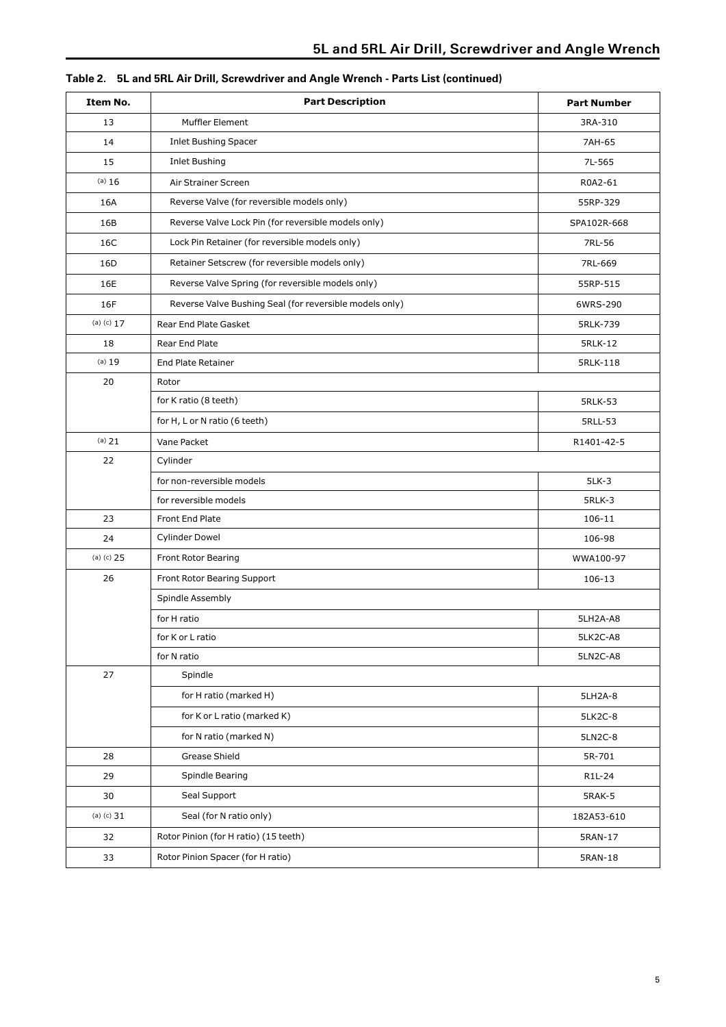**Table 2. 5L and 5RL Air Drill, Screwdriver and Angle Wrench - Parts List (continued)**

| Item No. | Part Description | Part Number |
|---|---|---|
| 13 | Muffler Element | 3RA-310 |
| 14 | Inlet Bushing Spacer | 7AH-65 |
| 15 | Inlet Bushing | 7L-565 |
| (a) 16 | Air Strainer Screen | R0A2-61 |
| 16A | Reverse Valve (for reversible models only) | 55RP-329 |
| 16B | Reverse Valve Lock Pin (for reversible models only) | SPA102R-668 |
| 16C | Lock Pin Retainer (for reversible models only) | 7RL-56 |
| 16D | Retainer Setscrew (for reversible models only) | 7RL-669 |
| 16E | Reverse Valve Spring (for reversible models only) | 55RP-515 |
| 16F | Reverse Valve Bushing Seal (for reversible models only) | 6WRS-290 |
| (a) (c) 17 | Rear End Plate Gasket | 5RLK-739 |
| 18 | Rear End Plate | 5RLK-12 |
| (a) 19 | End Plate Retainer | 5RLK-118 |
| 20 | Rotor | |
| | for K ratio (8 teeth) | 5RLK-53 |
| | for H, L or N ratio (6 teeth) | 5RLL-53 |
| (a) 21 | Vane Packet | R1401-42-5 |
| 22 | Cylinder | |
| | for non-reversible models | 5LK-3 |
| | for reversible models | 5RLK-3 |
| 23 | Front End Plate | 106-11 |
| 24 | Cylinder Dowel | 106-98 |
| (a) (c) 25 | Front Rotor Bearing | WWA100-97 |
| 26 | Front Rotor Bearing Support | 106-13 |
| | Spindle Assembly | |
| | for H ratio | 5LH2A-A8 |
| | for K or L ratio | 5LK2C-A8 |
| | for N ratio | 5LN2C-A8 |
| 27 | Spindle | |
| | for H ratio (marked H) | 5LH2A-8 |
| | for K or L ratio (marked K) | 5LK2C-8 |
| | for N ratio (marked N) | 5LN2C-8 |
| 28 | Grease Shield | 5R-701 |
| 29 | Spindle Bearing | R1L-24 |
| 30 | Seal Support | 5RAK-5 |
| (a) (c) 31 | Seal (for N ratio only) | 182A53-610 |
| 32 | Rotor Pinion (for H ratio) (15 teeth) | 5RAN-17 |
| 33 | Rotor Pinion Spacer (for H ratio) | 5RAN-18 |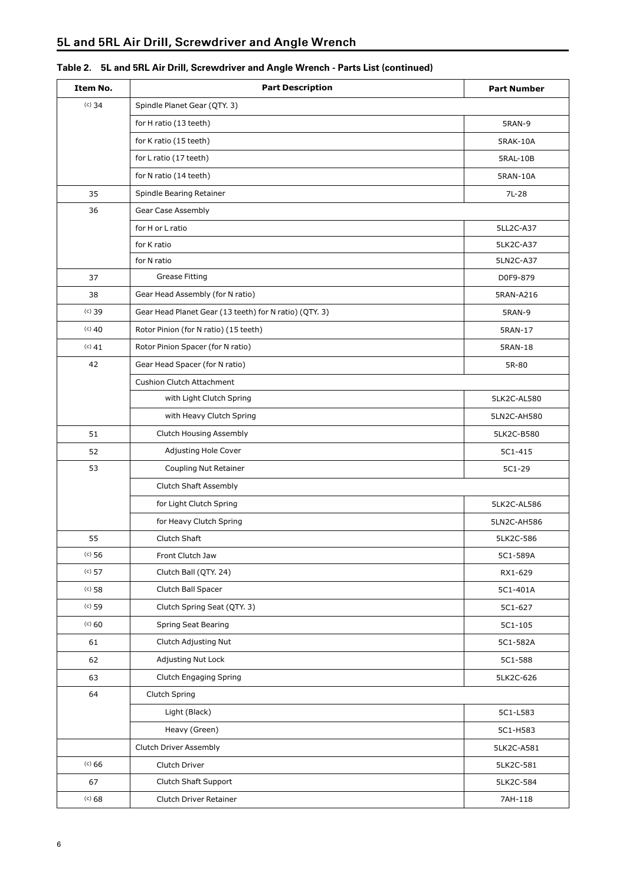## 5L and 5RL Air Drill, Screwdriver and Angle Wrench

### Table 2. 5L and 5RL Air Drill, Screwdriver and Angle Wrench - Parts List (continued)

| Item No. | Part Description | Part Number |
|---|---|---|
| (c) 34 | Spindle Planet Gear (QTY. 3) | |
| | for H ratio (13 teeth) | 5RAN-9 |
| | for K ratio (15 teeth) | 5RAK-10A |
| | for L ratio (17 teeth) | 5RAL-10B |
| | for N ratio (14 teeth) | 5RAN-10A |
| 35 | Spindle Bearing Retainer | 7L-28 |
| 36 | Gear Case Assembly | |
| | for H or L ratio | 5LL2C-A37 |
| | for K ratio | 5LK2C-A37 |
| | for N ratio | 5LN2C-A37 |
| 37 | Grease Fitting | D0F9-879 |
| 38 | Gear Head Assembly (for N ratio) | 5RAN-A216 |
| (c) 39 | Gear Head Planet Gear (13 teeth) for N ratio) (QTY. 3) | 5RAN-9 |
| (c) 40 | Rotor Pinion (for N ratio) (15 teeth) | 5RAN-17 |
| (c) 41 | Rotor Pinion Spacer (for N ratio) | 5RAN-18 |
| 42 | Gear Head Spacer (for N ratio) | 5R-80 |
| | Cushion Clutch Attachment | |
| | with Light Clutch Spring | 5LK2C-AL580 |
| | with Heavy Clutch Spring | 5LN2C-AH580 |
| 51 | Clutch Housing Assembly | 5LK2C-B580 |
| 52 | Adjusting Hole Cover | 5C1-415 |
| 53 | Coupling Nut Retainer | 5C1-29 |
| | Clutch Shaft Assembly | |
| | for Light Clutch Spring | 5LK2C-AL586 |
| | for Heavy Clutch Spring | 5LN2C-AH586 |
| 55 | Clutch Shaft | 5LK2C-586 |
| (c) 56 | Front Clutch Jaw | 5C1-589A |
| (c) 57 | Clutch Ball (QTY. 24) | RX1-629 |
| (c) 58 | Clutch Ball Spacer | 5C1-401A |
| (c) 59 | Clutch Spring Seat (QTY. 3) | 5C1-627 |
| (c) 60 | Spring Seat Bearing | 5C1-105 |
| 61 | Clutch Adjusting Nut | 5C1-582A |
| 62 | Adjusting Nut Lock | 5C1-588 |
| 63 | Clutch Engaging Spring | 5LK2C-626 |
| 64 | Clutch Spring | |
| | Light (Black) | 5C1-L583 |
| | Heavy (Green) | 5C1-H583 |
| | Clutch Driver Assembly | 5LK2C-A581 |
| (c) 66 | Clutch Driver | 5LK2C-581 |
| 67 | Clutch Shaft Support | 5LK2C-584 |
| (c) 68 | Clutch Driver Retainer | 7AH-118 |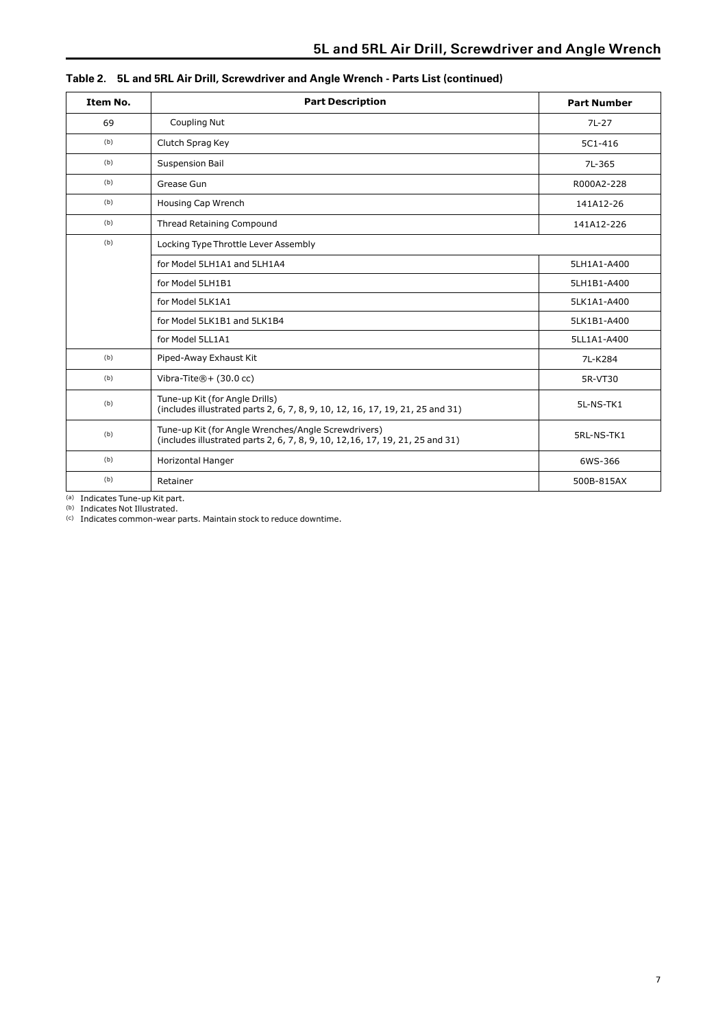**Table 2. 5L and 5RL Air Drill, Screwdriver and Angle Wrench - Parts List (continued)**

| Item No. | Part Description | Part Number |
|---|---|---|
| 69 | Coupling Nut | 7L-27 |
| (b) | Clutch Sprag Key | 5C1-416 |
| (b) | Suspension Bail | 7L-365 |
| (b) | Grease Gun | R000A2-228 |
| (b) | Housing Cap Wrench | 141A12-26 |
| (b) | Thread Retaining Compound | 141A12-226 |
| (b) | Locking Type Throttle Lever Assembly | |
| | for Model 5LH1A1 and 5LH1A4 | 5LH1A1-A400 |
| | for Model 5LH1B1 | 5LH1B1-A400 |
| | for Model 5LK1A1 | 5LK1A1-A400 |
| | for Model 5LK1B1 and 5LK1B4 | 5LK1B1-A400 |
| | for Model 5LL1A1 | 5LL1A1-A400 |
| (b) | Piped-Away Exhaust Kit | 7L-K284 |
| (b) | Vibra-Tite®+ (30.0 cc) | 5R-VT30 |
| (b) | Tune-up Kit (for Angle Drills) (includes illustrated parts 2, 6, 7, 8, 9, 10, 12, 16, 17, 19, 21, 25 and 31) | 5L-NS-TK1 |
| (b) | Tune-up Kit (for Angle Wrenches/Angle Screwdrivers) (includes illustrated parts 2, 6, 7, 8, 9, 10, 12,16, 17, 19, 21, 25 and 31) | 5RL-NS-TK1 |
| (b) | Horizontal Hanger | 6WS-366 |
| (b) | Retainer | 500B-815AX |

(a) Indicates Tune-up Kit part.
(b) Indicates Not Illustrated.
(c) Indicates common-wear parts. Maintain stock to reduce downtime.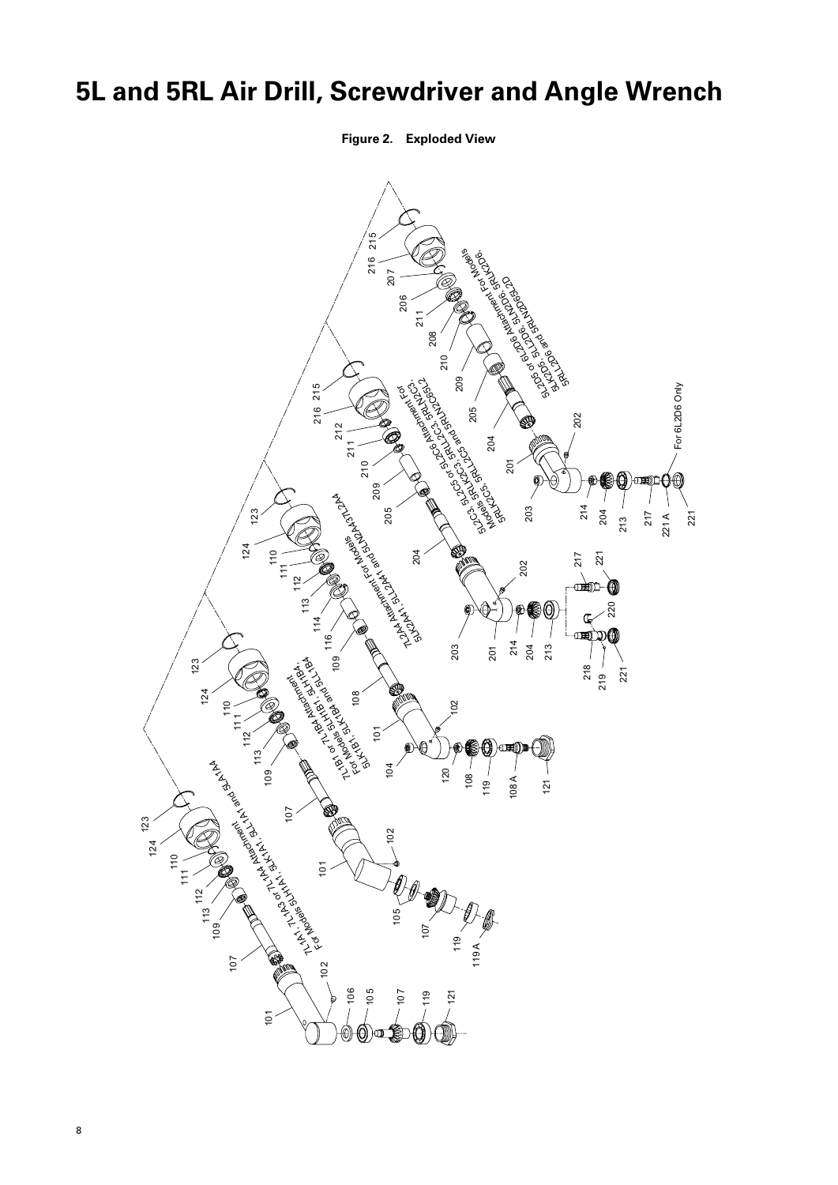# 5L and 5RL Air Drill, Screwdriver and Angle Wrench

**Figure 2. Exploded View**

7LA1, 7LA3 or 7LA4 Attachment For Models 5LHHA1, 5LKA1, 5LLA1 and 5LAA4

7LB1 or 7LB4 Attachment For Models 5LHHB1, 5LHHB4, 5LKB1, 5LKB4 and 5LLB4

7L2A4 Attachment For Models 5L2A41, 5LL2A41 and 5LN2A417L2A4

5L2C5 or 5L2C6 Attachment For Models 5L2C3, 5RLK2C3, 5RLN2C3, 5RLK2C5, 5RLL2C5 and 5RLN2C5L2

5L2D5 or 6L2D6 Attachment For Models 5LK2D5, 5LL2D6, 5LN2D6, 5RLK2D6, 5RLL2D6 and 5RLN2D65L2D

For 6L2D6 Only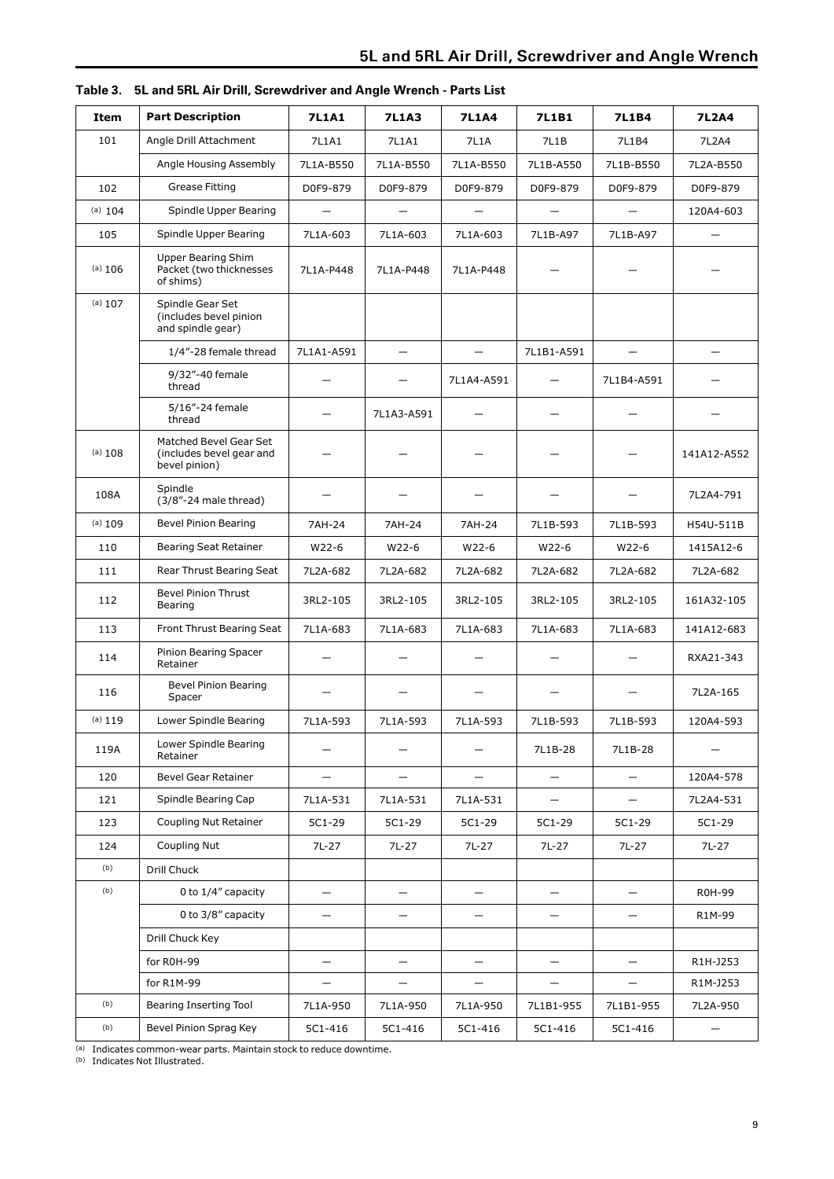**Table 3. 5L and 5RL Air Drill, Screwdriver and Angle Wrench - Parts List**

| Item | Part Description | 7L1A1 | 7L1A3 | 7L1A4 | 7L1B1 | 7L1B4 | 7L2A4 |
|---|---|---|---|---|---|---|---|
| 101 | Angle Drill Attachment | 7L1A1 | 7L1A1 | 7L1A | 7L1B | 7L1B4 | 7L2A4 |
| | Angle Housing Assembly | 7L1A-B550 | 7L1A-B550 | 7L1A-B550 | 7L1B-A550 | 7L1B-B550 | 7L2A-B550 |
| 102 | Grease Fitting | D0F9-879 | D0F9-879 | D0F9-879 | D0F9-879 | D0F9-879 | D0F9-879 |
| [a] 104 | Spindle Upper Bearing | — | — | — | — | — | 120A4-603 |
| 105 | Spindle Upper Bearing | 7L1A-603 | 7L1A-603 | 7L1A-603 | 7L1B-A97 | 7L1B-A97 | — |
| [a] 106 | Upper Bearing Shim Packet (two thicknesses of shims) | 7L1A-P448 | 7L1A-P448 | 7L1A-P448 | — | — | — |
| [a] 107 | Spindle Gear Set (includes bevel pinion and spindle gear) | | | | | | |
| | 1/4"-28 female thread | 7L1A1-A591 | — | — | 7L1B1-A591 | — | — |
| | 9/32"-40 female thread | — | — | 7L1A4-A591 | — | 7L1B4-A591 | — |
| | 5/16"-24 female thread | — | 7L1A3-A591 | — | — | — | — |
| [a] 108 | Matched Bevel Gear Set (includes bevel gear and bevel pinion) | — | — | — | — | — | 141A12-A552 |
| 108A | Spindle (3/8"-24 male thread) | — | — | — | — | — | 7L2A4-791 |
| [a] 109 | Bevel Pinion Bearing | 7AH-24 | 7AH-24 | 7AH-24 | 7L1B-593 | 7L1B-593 | H54U-511B |
| 110 | Bearing Seat Retainer | W22-6 | W22-6 | W22-6 | W22-6 | W22-6 | 1415A12-6 |
| 111 | Rear Thrust Bearing Seat | 7L2A-682 | 7L2A-682 | 7L2A-682 | 7L2A-682 | 7L2A-682 | 7L2A-682 |
| 112 | Bevel Pinion Thrust Bearing | 3RL2-105 | 3RL2-105 | 3RL2-105 | 3RL2-105 | 3RL2-105 | 161A32-105 |
| 113 | Front Thrust Bearing Seat | 7L1A-683 | 7L1A-683 | 7L1A-683 | 7L1A-683 | 7L1A-683 | 141A12-683 |
| 114 | Pinion Bearing Spacer Retainer | — | — | — | — | — | RXA21-343 |
| 116 | Bevel Pinion Bearing Spacer | — | — | — | — | — | 7L2A-165 |
| [a] 119 | Lower Spindle Bearing | 7L1A-593 | 7L1A-593 | 7L1A-593 | 7L1B-593 | 7L1B-593 | 120A4-593 |
| 119A | Lower Spindle Bearing Retainer | — | — | — | 7L1B-28 | 7L1B-28 | — |
| 120 | Bevel Gear Retainer | — | — | — | — | — | 120A4-578 |
| 121 | Spindle Bearing Cap | 7L1A-531 | 7L1A-531 | 7L1A-531 | — | — | 7L2A4-531 |
| 123 | Coupling Nut Retainer | 5C1-29 | 5C1-29 | 5C1-29 | 5C1-29 | 5C1-29 | 5C1-29 |
| 124 | Coupling Nut | 7L-27 | 7L-27 | 7L-27 | 7L-27 | 7L-27 | 7L-27 |
| [b] | Drill Chuck | | | | | | |
| [b] | 0 to 1/4" capacity | — | — | — | — | — | R0H-99 |
| | 0 to 3/8" capacity | — | — | — | — | — | R1M-99 |
| | Drill Chuck Key | | | | | | |
| | for R0H-99 | — | — | — | — | — | R1H-J253 |
| | for R1M-99 | — | — | — | — | — | R1M-J253 |
| [b] | Bearing Inserting Tool | 7L1A-950 | 7L1A-950 | 7L1A-950 | 7L1B1-955 | 7L1B1-955 | 7L2A-950 |
| [b] | Bevel Pinion Sprag Key | 5C1-416 | 5C1-416 | 5C1-416 | 5C1-416 | 5C1-416 | — |

[a] Indicates common-wear parts. Maintain stock to reduce downtime.
[b] Indicates Not Illustrated.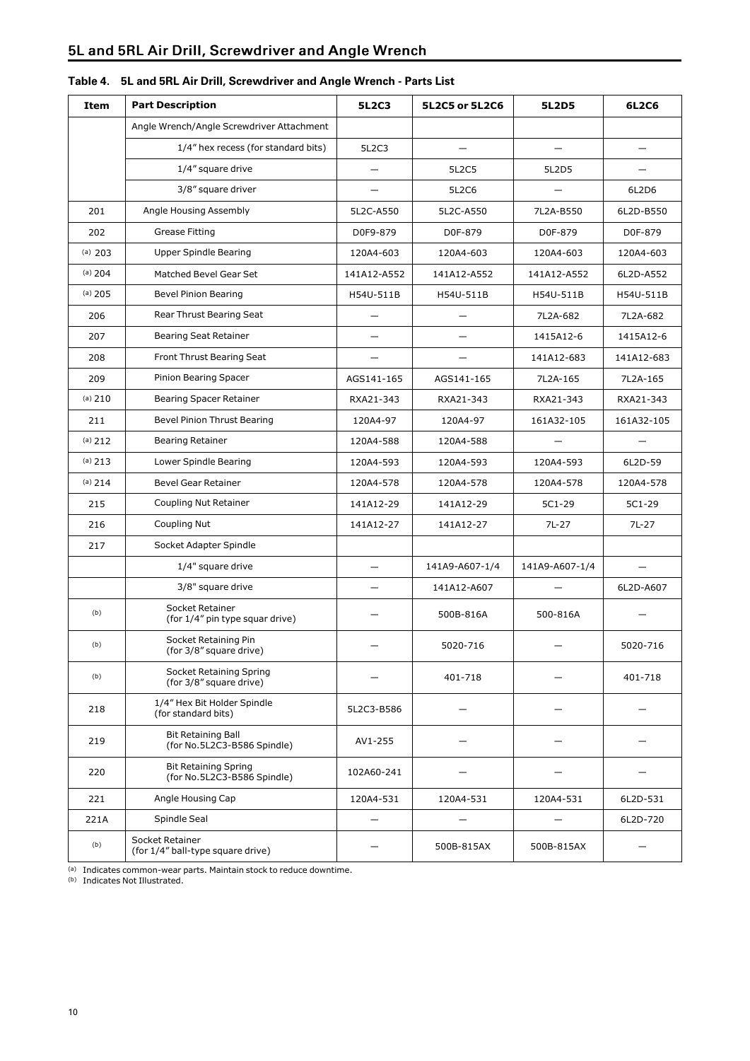## 5L and 5RL Air Drill, Screwdriver and Angle Wrench

**Table 4. 5L and 5RL Air Drill, Screwdriver and Angle Wrench - Parts List**

| Item | Part Description | 5L2C3 | 5L2C5 or 5L2C6 | 5L2D5 | 6L2C6 |
|---|---|---|---|---|---|
| | Angle Wrench/Angle Screwdriver Attachment | | | | |
| | 1/4" hex recess (for standard bits) | 5L2C3 | — | — | — |
| | 1/4" square drive | — | 5L2C5 | 5L2D5 | — |
| | 3/8" square driver | — | 5L2C6 | — | 6L2D6 |
| 201 | Angle Housing Assembly | 5L2C-A550 | 5L2C-A550 | 7L2A-B550 | 6L2D-B550 |
| 202 | Grease Fitting | D0F9-879 | D0F-879 | D0F-879 | D0F-879 |
| [a] 203 | Upper Spindle Bearing | 120A4-603 | 120A4-603 | 120A4-603 | 120A4-603 |
| [a] 204 | Matched Bevel Gear Set | 141A12-A552 | 141A12-A552 | 141A12-A552 | 6L2D-A552 |
| [a] 205 | Bevel Pinion Bearing | H54U-511B | H54U-511B | H54U-511B | H54U-511B |
| 206 | Rear Thrust Bearing Seat | — | — | 7L2A-682 | 7L2A-682 |
| 207 | Bearing Seat Retainer | — | — | 1415A12-6 | 1415A12-6 |
| 208 | Front Thrust Bearing Seat | — | — | 141A12-683 | 141A12-683 |
| 209 | Pinion Bearing Spacer | AGS141-165 | AGS141-165 | 7L2A-165 | 7L2A-165 |
| [a] 210 | Bearing Spacer Retainer | RXA21-343 | RXA21-343 | RXA21-343 | RXA21-343 |
| 211 | Bevel Pinion Thrust Bearing | 120A4-97 | 120A4-97 | 161A32-105 | 161A32-105 |
| [a] 212 | Bearing Retainer | 120A4-588 | 120A4-588 | — | — |
| [a] 213 | Lower Spindle Bearing | 120A4-593 | 120A4-593 | 120A4-593 | 6L2D-59 |
| [a] 214 | Bevel Gear Retainer | 120A4-578 | 120A4-578 | 120A4-578 | 120A4-578 |
| 215 | Coupling Nut Retainer | 141A12-29 | 141A12-29 | 5C1-29 | 5C1-29 |
| 216 | Coupling Nut | 141A12-27 | 141A12-27 | 7L-27 | 7L-27 |
| 217 | Socket Adapter Spindle | | | | |
| | 1/4" square drive | — | 141A9-A607-1/4 | 141A9-A607-1/4 | — |
| | 3/8" square drive | — | 141A12-A607 | — | 6L2D-A607 |
| [b] | Socket Retainer (for 1/4" pin type squar drive) | — | 500B-816A | 500-816A | — |
| [b] | Socket Retaining Pin (for 3/8" square drive) | — | 5020-716 | — | 5020-716 |
| [b] | Socket Retaining Spring (for 3/8" square drive) | — | 401-718 | — | 401-718 |
| 218 | 1/4" Hex Bit Holder Spindle (for standard bits) | 5L2C3-B586 | — | — | — |
| 219 | Bit Retaining Ball (for No.5L2C3-B586 Spindle) | AV1-255 | — | — | — |
| 220 | Bit Retaining Spring (for No.5L2C3-B586 Spindle) | 102A60-241 | — | — | — |
| 221 | Angle Housing Cap | 120A4-531 | 120A4-531 | 120A4-531 | 6L2D-531 |
| 221A | Spindle Seal | — | — | — | 6L2D-720 |
| [b] | Socket Retainer (for 1/4" ball-type square drive) | — | 500B-815AX | 500B-815AX | — |

[a] Indicates common-wear parts. Maintain stock to reduce downtime.
[b] Indicates Not Illustrated.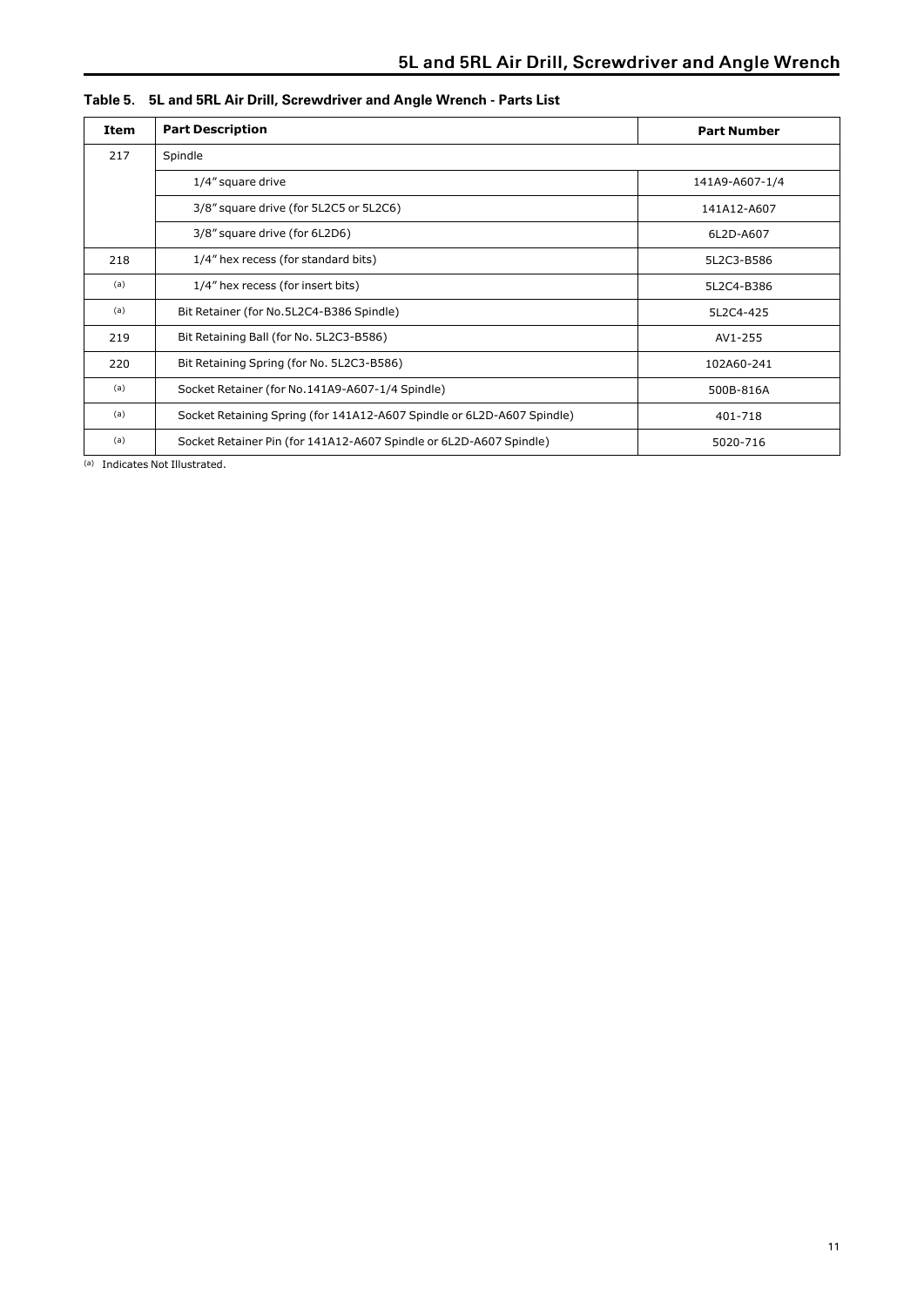**Table 5. 5L and 5RL Air Drill, Screwdriver and Angle Wrench - Parts List**

| Item | Part Description | Part Number |
|---|---|---|
| 217 | Spindle | |
| | 1/4" square drive | 141A9-A607-1/4 |
| | 3/8" square drive (for 5L2C5 or 5L2C6) | 141A12-A607 |
| | 3/8" square drive (for 6L2D6) | 6L2D-A607 |
| 218 | 1/4" hex recess (for standard bits) | 5L2C3-B586 |
| (a) | 1/4" hex recess (for insert bits) | 5L2C4-B386 |
| (a) | Bit Retainer (for No.5L2C4-B386 Spindle) | 5L2C4-425 |
| 219 | Bit Retaining Ball (for No. 5L2C3-B586) | AV1-255 |
| 220 | Bit Retaining Spring (for No. 5L2C3-B586) | 102A60-241 |
| (a) | Socket Retainer (for No.141A9-A607-1/4 Spindle) | 500B-816A |
| (a) | Socket Retaining Spring (for 141A12-A607 Spindle or 6L2D-A607 Spindle) | 401-718 |
| (a) | Socket Retainer Pin (for 141A12-A607 Spindle or 6L2D-A607 Spindle) | 5020-716 |

(a) Indicates Not Illustrated.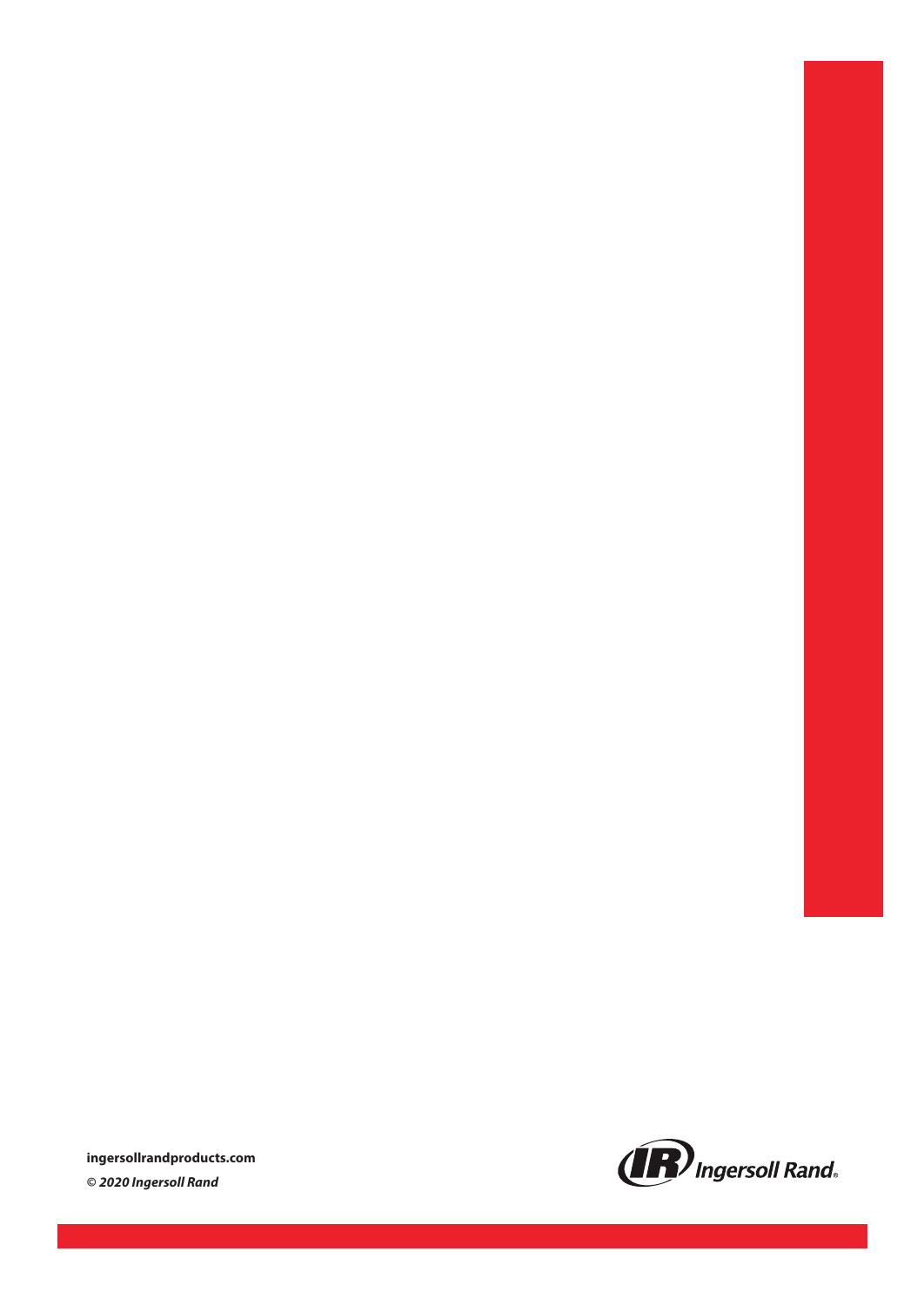ingersollrandproducts.com

*© 2020 Ingersoll Rand*

Ingersoll Rand